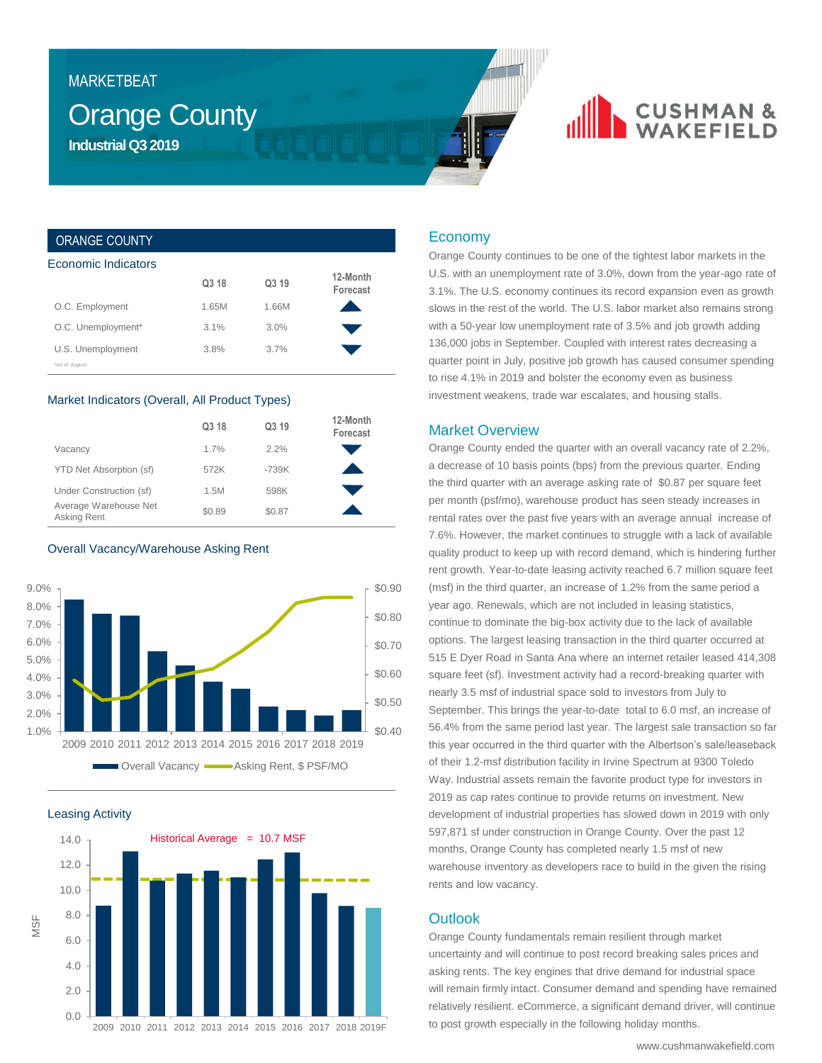MARKETBEAT

# Orange County

**Industrial Q3 2019**

CUSHMAN & WAKEFIELD

## ORANGE COUNTY

### Economic Indicators

| | Q3 18 | Q3 19 | 12-Month Forecast |
|---|---|---|---|
| O.C. Employment | 1.65M | 1.66M | ▲ |
| O.C. Unemployment* | 3.1% | 3.0% | ▼ |
| U.S. Unemployment | 3.8% | 3.7% | ▼ |

*As of August

### Market Indicators (Overall, All Product Types)

| | Q3 18 | Q3 19 | 12-Month Forecast |
|---|---|---|---|
| Vacancy | 1.7% | 2.2% | ▼ |
| YTD Net Absorption (sf) | 572K | -739K | ▲ |
| Under Construction (sf) | 1.5M | 598K | ▼ |
| Average Warehouse Net Asking Rent | $0.89 | $0.87 | ▲ |

### Overall Vacancy/Warehouse Asking Rent

9.0%
8.0%
7.0%
6.0%
5.0%
4.0%
3.0%
2.0%
1.0%

$0.90
$0.80
$0.70
$0.60
$0.50
$0.40

2009 2010 2011 2012 2013 2014 2015 2016 2017 2018 2019

Overall Vacancy — Asking Rent, $ PSF/MO

### Leasing Activity

Historical Average = 10.7 MSF

MSF

14.0
12.0
10.0
8.0
6.0
4.0
2.0
0.0

2009 2010 2011 2012 2013 2014 2015 2016 2017 2018 2019F

## Economy

Orange County continues to be one of the tightest labor markets in the U.S. with an unemployment rate of 3.0%, down from the year-ago rate of 3.1%. The U.S. economy continues its record expansion even as growth slows in the rest of the world. The U.S. labor market also remains strong with a 50-year low unemployment rate of 3.5% and job growth adding 136,000 jobs in September. Coupled with interest rates decreasing a quarter point in July, positive job growth has caused consumer spending to rise 4.1% in 2019 and bolster the economy even as business investment weakens, trade war escalates, and housing stalls.

## Market Overview

Orange County ended the quarter with an overall vacancy rate of 2.2%, a decrease of 10 basis points (bps) from the previous quarter. Ending the third quarter with an average asking rate of $0.87 per square feet per month (psf/mo), warehouse product has seen steady increases in rental rates over the past five years with an average annual increase of 7.6%. However, the market continues to struggle with a lack of available quality product to keep up with record demand, which is hindering further rent growth. Year-to-date leasing activity reached 6.7 million square feet (msf) in the third quarter, an increase of 1.2% from the same period a year ago. Renewals, which are not included in leasing statistics, continue to dominate the big-box activity due to the lack of available options. The largest leasing transaction in the third quarter occurred at 515 E Dyer Road in Santa Ana where an internet retailer leased 414,308 square feet (sf). Investment activity had a record-breaking quarter with nearly 3.5 msf of industrial space sold to investors from July to September. This brings the year-to-date total to 6.0 msf, an increase of 56.4% from the same period last year. The largest sale transaction so far this year occurred in the third quarter with the Albertson's sale/leaseback of their 1.2-msf distribution facility in Irvine Spectrum at 9300 Toledo Way. Industrial assets remain the favorite product type for investors in 2019 as cap rates continue to provide returns on investment. New development of industrial properties has slowed down in 2019 with only 597,871 sf under construction in Orange County. Over the past 12 months, Orange County has completed nearly 1.5 msf of new warehouse inventory as developers race to build in the given the rising rents and low vacancy.

## Outlook

Orange County fundamentals remain resilient through market uncertainty and will continue to post record breaking sales prices and asking rents. The key engines that drive demand for industrial space will remain firmly intact. Consumer demand and spending have remained relatively resilient. eCommerce, a significant demand driver, will continue to post growth especially in the following holiday months.

www.cushmanwakefield.com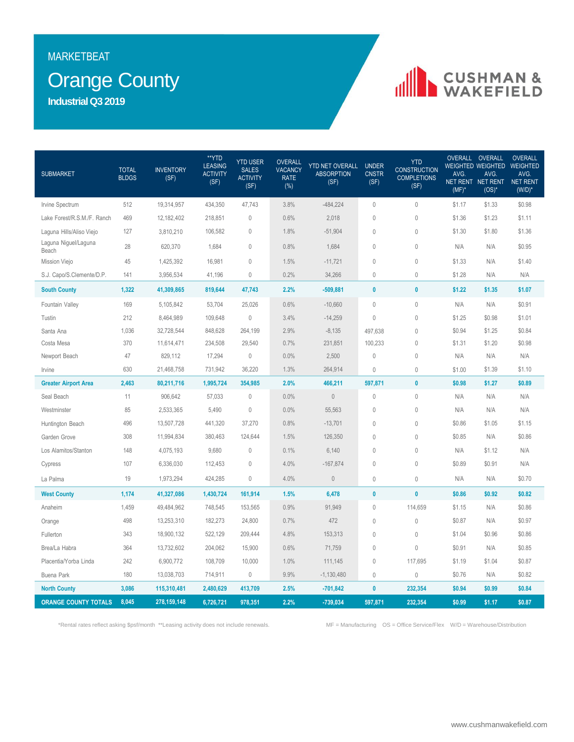MARKETBEAT

# Orange County

**Industrial Q3 2019**

CUSHMAN & WAKEFIELD

| SUBMARKET | TOTAL BLDGS | INVENTORY (SF) | **YTD LEASING ACTIVITY (SF) | YTD USER SALES ACTIVITY (SF) | OVERALL VACANCY RATE (%) | YTD NET OVERALL ABSORPTION (SF) | UNDER CNSTR (SF) | YTD CONSTRUCTION COMPLETIONS (SF) | OVERALL WEIGHTED AVG. NET RENT (MF)* | OVERALL WEIGHTED AVG. NET RENT (OS)* | OVERALL WEIGHTED AVG. NET RENT (W/D)* |
|---|---|---|---|---|---|---|---|---|---|---|---|
| Irvine Spectrum | 512 | 19,314,957 | 434,350 | 47,743 | 3.8% | -484,224 | 0 | 0 | $1.17 | $1.33 | $0.98 |
| Lake Forest/R.S.M./F. Ranch | 469 | 12,182,402 | 218,851 | 0 | 0.6% | 2,018 | 0 | 0 | $1.36 | $1.23 | $1.11 |
| Laguna Hills/Aliso Viejo | 127 | 3,810,210 | 106,582 | 0 | 1.8% | -51,904 | 0 | 0 | $1.30 | $1.80 | $1.36 |
| Laguna Niguel/Laguna Beach | 28 | 620,370 | 1,684 | 0 | 0.8% | 1,684 | 0 | 0 | N/A | N/A | $0.95 |
| Mission Viejo | 45 | 1,425,392 | 16,981 | 0 | 1.5% | -11,721 | 0 | 0 | $1.33 | N/A | $1.40 |
| S.J. Capo/S.Clemente/D.P. | 141 | 3,956,534 | 41,196 | 0 | 0.2% | 34,266 | 0 | 0 | $1.28 | N/A | N/A |
| **South County** | **1,322** | **41,309,865** | **819,644** | **47,743** | **2.2%** | **-509,881** | **0** | **0** | **$1.22** | **$1.35** | **$1.07** |
| Fountain Valley | 169 | 5,105,842 | 53,704 | 25,026 | 0.6% | -10,660 | 0 | 0 | N/A | N/A | $0.91 |
| Tustin | 212 | 8,464,989 | 109,648 | 0 | 3.4% | -14,259 | 0 | 0 | $1.25 | $0.98 | $1.01 |
| Santa Ana | 1,036 | 32,728,544 | 848,628 | 264,199 | 2.9% | -8,135 | 497,638 | 0 | $0.94 | $1.25 | $0.84 |
| Costa Mesa | 370 | 11,614,471 | 234,508 | 29,540 | 0.7% | 231,851 | 100,233 | 0 | $1.31 | $1.20 | $0.98 |
| Newport Beach | 47 | 829,112 | 17,294 | 0 | 0.0% | 2,500 | 0 | 0 | N/A | N/A | N/A |
| Irvine | 630 | 21,468,758 | 731,942 | 36,220 | 1.3% | 264,914 | 0 | 0 | $1.00 | $1.39 | $1.10 |
| **Greater Airport Area** | **2,463** | **80,211,716** | **1,995,724** | **354,985** | **2.0%** | **466,211** | **597,871** | **0** | **$0.98** | **$1.27** | **$0.89** |
| Seal Beach | 11 | 906,642 | 57,033 | 0 | 0.0% | 0 | 0 | 0 | N/A | N/A | N/A |
| Westminster | 85 | 2,533,365 | 5,490 | 0 | 0.0% | 55,563 | 0 | 0 | N/A | N/A | N/A |
| Huntington Beach | 496 | 13,507,728 | 441,320 | 37,270 | 0.8% | -13,701 | 0 | 0 | $0.86 | $1.05 | $1.15 |
| Garden Grove | 308 | 11,994,834 | 380,463 | 124,644 | 1.5% | 126,350 | 0 | 0 | $0.85 | N/A | $0.86 |
| Los Alamitos/Stanton | 148 | 4,075,193 | 9,680 | 0 | 0.1% | 6,140 | 0 | 0 | N/A | $1.12 | N/A |
| Cypress | 107 | 6,336,030 | 112,453 | 0 | 4.0% | -167,874 | 0 | 0 | $0.89 | $0.91 | N/A |
| La Palma | 19 | 1,973,294 | 424,285 | 0 | 4.0% | 0 | 0 | 0 | N/A | N/A | $0.70 |
| **West County** | **1,174** | **41,327,086** | **1,430,724** | **161,914** | **1.5%** | **6,478** | **0** | **0** | **$0.86** | **$0.92** | **$0.82** |
| Anaheim | 1,459 | 49,484,962 | 748,545 | 153,565 | 0.9% | 91,949 | 0 | 114,659 | $1.15 | N/A | $0.86 |
| Orange | 498 | 13,253,310 | 182,273 | 24,800 | 0.7% | 472 | 0 | 0 | $0.87 | N/A | $0.97 |
| Fullerton | 343 | 18,900,132 | 522,129 | 209,444 | 4.8% | 153,313 | 0 | 0 | $1.04 | $0.96 | $0.86 |
| Brea/La Habra | 364 | 13,732,602 | 204,062 | 15,900 | 0.6% | 71,759 | 0 | 0 | $0.91 | N/A | $0.85 |
| Placentia/Yorba Linda | 242 | 6,900,772 | 108,709 | 10,000 | 1.0% | 111,145 | 0 | 117,695 | $1.19 | $1.04 | $0.87 |
| Buena Park | 180 | 13,038,703 | 714,911 | 0 | 9.9% | -1,130,480 | 0 | 0 | $0.76 | N/A | $0.82 |
| **North County** | **3,086** | **115,310,481** | **2,480,629** | **413,709** | **2.5%** | **-701,842** | **0** | **232,354** | **$0.94** | **$0.99** | **$0.84** |
| **ORANGE COUNTY TOTALS** | **8,045** | **278,159,148** | **6,726,721** | **978,351** | **2.2%** | **-739,034** | **597,871** | **232,354** | **$0.99** | **$1.17** | **$0.87** |

*Rental rates reflect asking $psf/month **Leasing activity does not include renewals.

MF = Manufacturing OS = Office Service/Flex W/D = Warehouse/Distribution

www.cushmanwakefield.com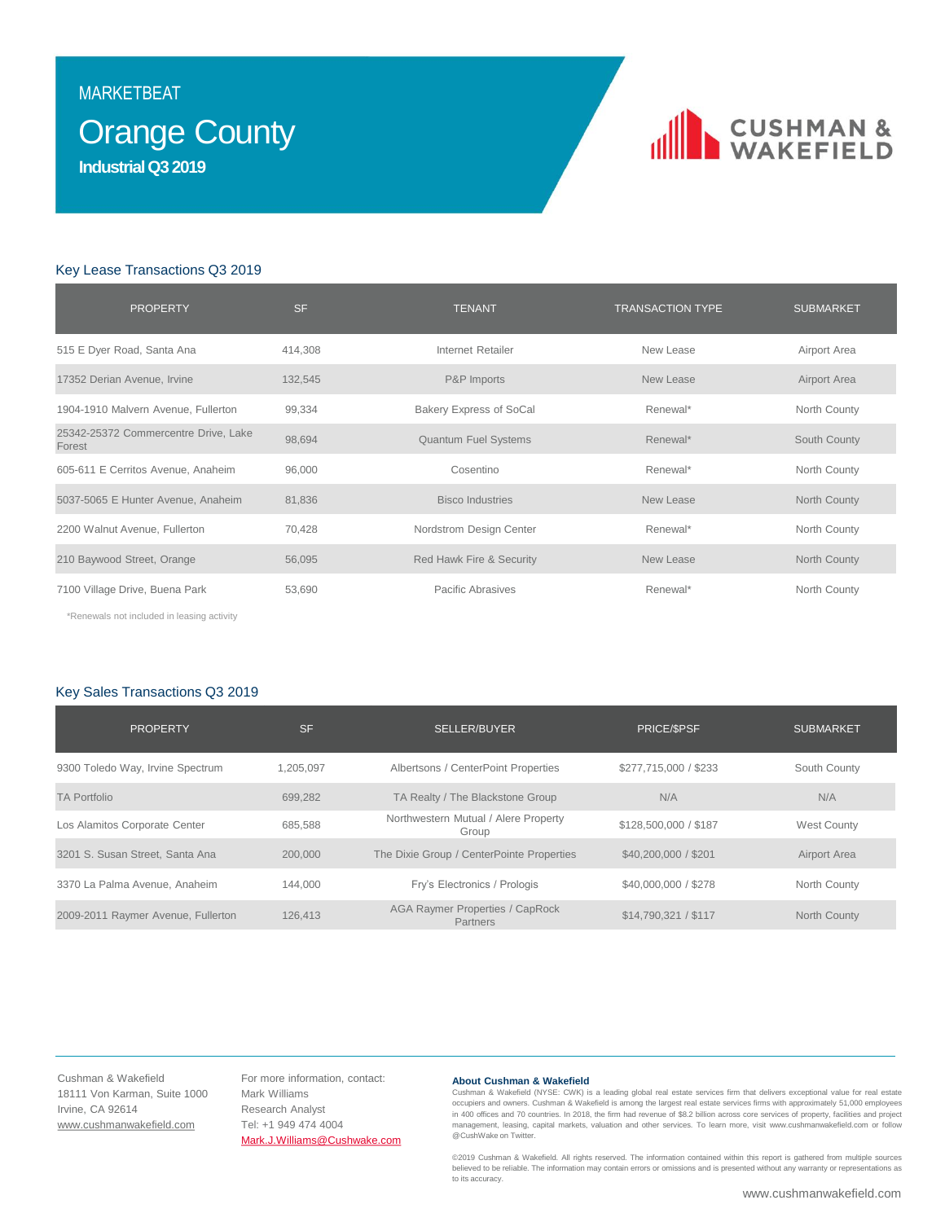MARKETBEAT

# Orange County

**Industrial Q3 2019**

## Key Lease Transactions Q3 2019

| PROPERTY | SF | TENANT | TRANSACTION TYPE | SUBMARKET |
|---|---|---|---|---|
| 515 E Dyer Road, Santa Ana | 414,308 | Internet Retailer | New Lease | Airport Area |
| 17352 Derian Avenue, Irvine | 132,545 | P&P Imports | New Lease | Airport Area |
| 1904-1910 Malvern Avenue, Fullerton | 99,334 | Bakery Express of SoCal | Renewal* | North County |
| 25342-25372 Commercentre Drive, Lake Forest | 98,694 | Quantum Fuel Systems | Renewal* | South County |
| 605-611 E Cerritos Avenue, Anaheim | 96,000 | Cosentino | Renewal* | North County |
| 5037-5065 E Hunter Avenue, Anaheim | 81,836 | Bisco Industries | New Lease | North County |
| 2200 Walnut Avenue, Fullerton | 70,428 | Nordstrom Design Center | Renewal* | North County |
| 210 Baywood Street, Orange | 56,095 | Red Hawk Fire & Security | New Lease | North County |
| 7100 Village Drive, Buena Park | 53,690 | Pacific Abrasives | Renewal* | North County |

*Renewals not included in leasing activity

## Key Sales Transactions Q3 2019

| PROPERTY | SF | SELLER/BUYER | PRICE/$PSF | SUBMARKET |
|---|---|---|---|---|
| 9300 Toledo Way, Irvine Spectrum | 1,205,097 | Albertsons / CenterPoint Properties | $277,715,000 / $233 | South County |
| TA Portfolio | 699,282 | TA Realty / The Blackstone Group | N/A | N/A |
| Los Alamitos Corporate Center | 685,588 | Northwestern Mutual / Alere Property Group | $128,500,000 / $187 | West County |
| 3201 S. Susan Street, Santa Ana | 200,000 | The Dixie Group / CenterPointe Properties | $40,200,000 / $201 | Airport Area |
| 3370 La Palma Avenue, Anaheim | 144,000 | Fry's Electronics / Prologis | $40,000,000 / $278 | North County |
| 2009-2011 Raymer Avenue, Fullerton | 126,413 | AGA Raymer Properties / CapRock Partners | $14,790,321 / $117 | North County |

Cushman & Wakefield
18111 Von Karman, Suite 1000
Irvine, CA 92614
www.cushmanwakefield.com

For more information, contact:
Mark Williams
Research Analyst
Tel: +1 949 474 4004
Mark.J.Williams@Cushwake.com

**About Cushman & Wakefield**

Cushman & Wakefield (NYSE: CWK) is a leading global real estate services firm that delivers exceptional value for real estate occupiers and owners. Cushman & Wakefield is among the largest real estate services firms with approximately 51,000 employees in 400 offices and 70 countries. In 2018, the firm had revenue of $8.2 billion across core services of property, facilities and project management, leasing, capital markets, valuation and other services. To learn more, visit www.cushmanwakefield.com or follow @CushWake on Twitter.

©2019 Cushman & Wakefield. All rights reserved. The information contained within this report is gathered from multiple sources believed to be reliable. The information may contain errors or omissions and is presented without any warranty or representations as to its accuracy.

www.cushmanwakefield.com